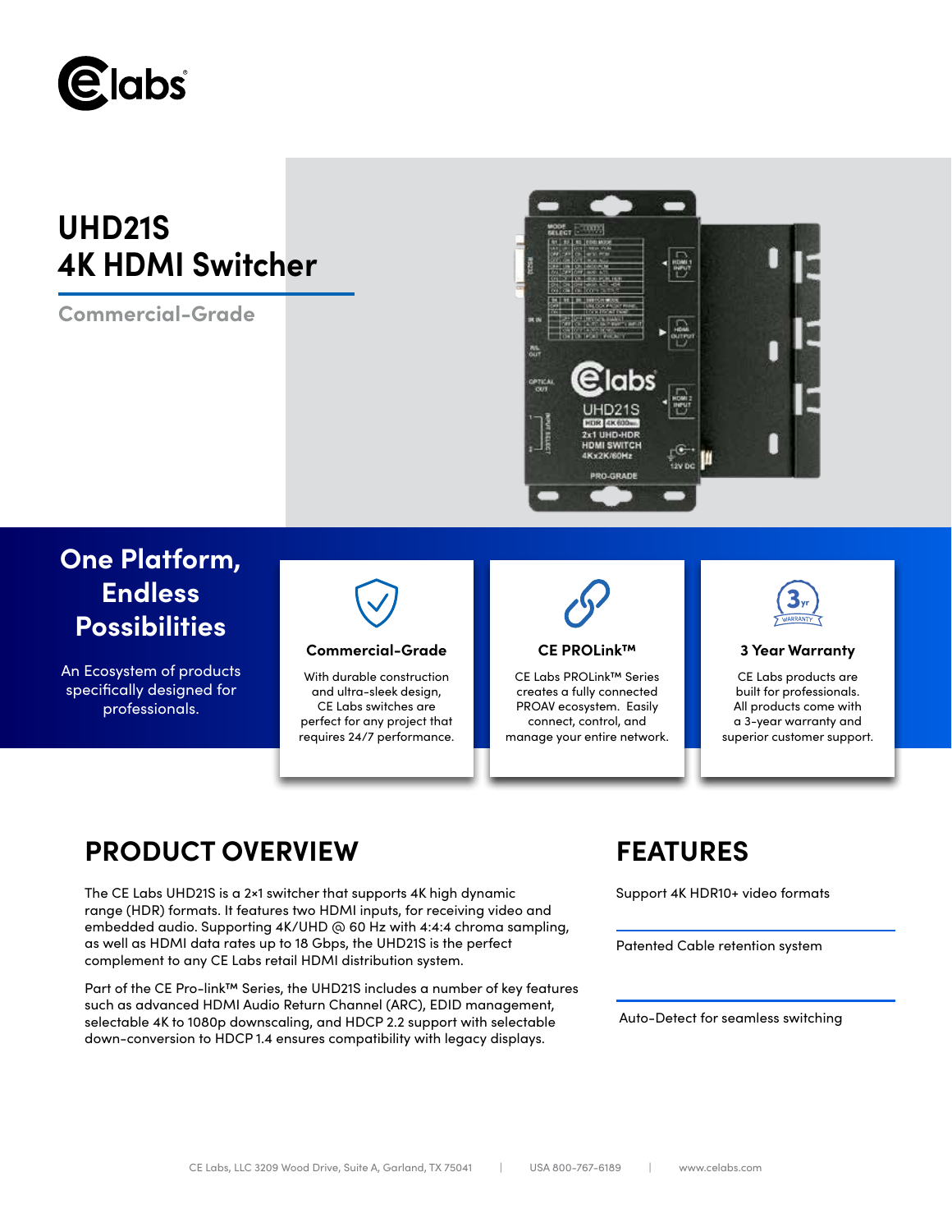# UHD21S 4K HDMI Switcher

Commercial-Grade

## One Platform, Endless Possibilities

An Ecosystem of products specifically designed for professionals.

### Commercial-Grade

With durable construction and ultra-sleek design, CE Labs switches are perfect for any project that requires 24/7 performance.

### CE PROLink™

CE Labs PROLink™ Series creates a fully connected PROAV ecosystem. Easily connect, control, and manage your entire network.

### 3 Year Warranty

CE Labs products are built for professionals. All products come with a 3-year warranty and superior customer support.

## PRODUCT OVERVIEW

The CE Labs UHD21S is a 2×1 switcher that supports 4K high dynamic range (HDR) formats. It features two HDMI inputs, for receiving video and embedded audio. Supporting 4K/UHD @ 60 Hz with 4:4:4 chroma sampling, as well as HDMI data rates up to 18 Gbps, the UHD21S is the perfect complement to any CE Labs retail HDMI distribution system.

Part of the CE Pro-link™ Series, the UHD21S includes a number of key features such as advanced HDMI Audio Return Channel (ARC), EDID management, selectable 4K to 1080p downscaling, and HDCP 2.2 support with selectable down-conversion to HDCP 1.4 ensures compatibility with legacy displays.

## FEATURES

Support 4K HDR10+ video formats

Patented Cable retention system

Auto-Detect for seamless switching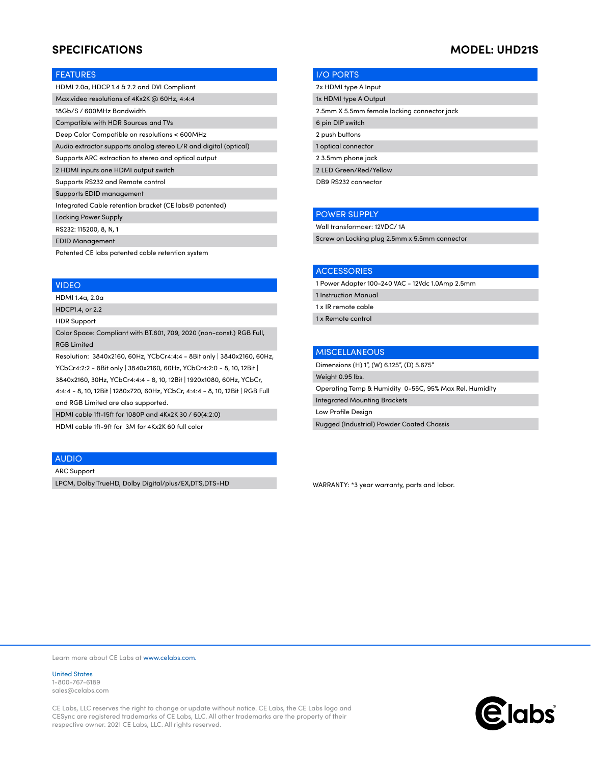# SPECIFICATIONS

## MODEL: UHD21S

### FEATURES

- HDMI 2.0a, HDCP 1.4 & 2.2 and DVI Compliant
- Max.video resolutions of 4Kx2K @ 60Hz, 4:4:4
- 18Gb/S / 600MHz Bandwidth
- Compatible with HDR Sources and TVs
- Deep Color Compatible on resolutions < 600MHz
- Audio extractor supports analog stereo L/R and digital (optical)
- Supports ARC extraction to stereo and optical output
- 2 HDMI inputs one HDMI output switch
- Supports RS232 and Remote control
- Supports EDID management
- Integrated Cable retention bracket (CE labs® patented)
- Locking Power Supply
- RS232: 115200, 8, N, 1
- EDID Management
- Patented CE labs patented cable retention system

### VIDEO

- HDMI 1.4a, 2.0a
- HDCP1.4, or 2.2
- HDR Support
- Color Space: Compliant with BT.601, 709, 2020 (non-const.) RGB Full, RGB Limited
- Resolution: 3840x2160, 60Hz, YCbCr4:4:4 - 8Bit only | 3840x2160, 60Hz, YCbCr4:2:2 - 8Bit only | 3840x2160, 60Hz, YCbCr4:2:0 - 8, 10, 12Bit | 3840x2160, 30Hz, YCbCr4:4:4 - 8, 10, 12Bit | 1920x1080, 60Hz, YCbCr, 4:4:4 - 8, 10, 12Bit | 1280x720, 60Hz, YCbCr, 4:4:4 - 8, 10, 12Bit | RGB Full and RGB Limited are also supported.
- HDMI cable 1ft-15ft for 1080P and 4Kx2K 30 / 60(4:2:0)
- HDMI cable 1ft-9ft for 3M for 4Kx2K 60 full color

### AUDIO

- ARC Support
- LPCM, Dolby TrueHD, Dolby Digital/plus/EX,DTS,DTS-HD

### I/O PORTS

- 2x HDMI type A Input
- 1x HDMI type A Output
- 2.5mm X 5.5mm female locking connector jack
- 6 pin DIP switch
- 2 push buttons
- 1 optical connector
- 2 3.5mm phone jack
- 2 LED Green/Red/Yellow
- DB9 RS232 connector

### POWER SUPPLY

- Wall transformaer: 12VDC/ 1A
- Screw on Locking plug 2.5mm x 5.5mm connector

### ACCESSORIES

- 1 Power Adapter 100-240 VAC - 12Vdc 1.0Amp 2.5mm
- 1 Instruction Manual
- 1 x IR remote cable
- 1 x Remote control

### MISCELLANEOUS

- Dimensions (H) 1", (W) 6.125", (D) 5.675"
- Weight 0.95 lbs.
- Operating Temp & Humidity 0-55C, 95% Max Rel. Humidity
- Integrated Mounting Brackets
- Low Profile Design
- Rugged (Industrial) Powder Coated Chassis

WARRANTY: *3 year warranty, parts and labor.

Learn more about CE Labs at www.celabs.com.

United States
1-800-767-6189
sales@celabs.com

CE Labs, LLC reserves the right to change or update without notice. CE Labs, the CE Labs logo and CESync are registered trademarks of CE Labs, LLC. All other trademarks are the property of their respective owner. 2021 CE Labs, LLC. All rights reserved.